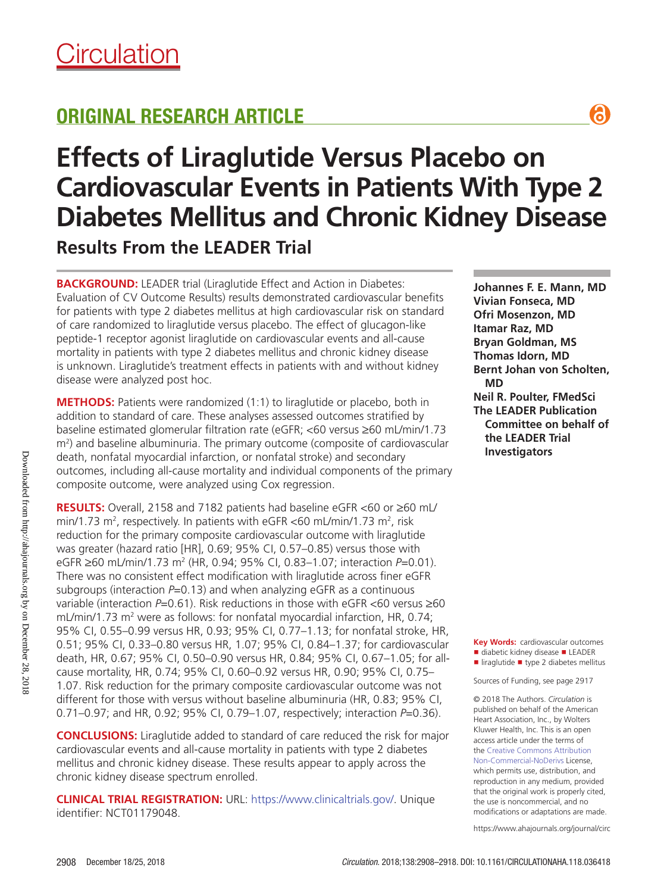Circulation

## ORIGINAL RESEARCH ARTICLE

# Effects of Liraglutide Versus Placebo on Cardiovascular Events in Patients With Type 2 Diabetes Mellitus and Chronic Kidney Disease

## Results From the LEADER Trial

**BACKGROUND:** LEADER trial (Liraglutide Effect and Action in Diabetes: Evaluation of CV Outcome Results) results demonstrated cardiovascular benefits for patients with type 2 diabetes mellitus at high cardiovascular risk on standard of care randomized to liraglutide versus placebo. The effect of glucagon-like peptide-1 receptor agonist liraglutide on cardiovascular events and all-cause mortality in patients with type 2 diabetes mellitus and chronic kidney disease is unknown. Liraglutide's treatment effects in patients with and without kidney disease were analyzed post hoc.

**METHODS:** Patients were randomized (1:1) to liraglutide or placebo, both in addition to standard of care. These analyses assessed outcomes stratified by baseline estimated glomerular filtration rate (eGFR; <60 versus ≥60 mL/min/1.73 $m^2$) and baseline albuminuria. The primary outcome (composite of cardiovascular death, nonfatal myocardial infarction, or nonfatal stroke) and secondary outcomes, including all-cause mortality and individual components of the primary composite outcome, were analyzed using Cox regression.

**RESULTS:** Overall, 2158 and 7182 patients had baseline eGFR <60 or ≥60 mL/min/1.73 $m^2$, respectively. In patients with eGFR <60 mL/min/1.73 $m^2$, risk reduction for the primary composite cardiovascular outcome with liraglutide was greater (hazard ratio [HR], 0.69; 95% CI, 0.57–0.85) versus those with eGFR ≥60 mL/min/1.73 $m^2$ (HR, 0.94; 95% CI, 0.83–1.07; interaction *P*=0.01). There was no consistent effect modification with liraglutide across finer eGFR subgroups (interaction *P*=0.13) and when analyzing eGFR as a continuous variable (interaction *P*=0.61). Risk reductions in those with eGFR <60 versus ≥60 mL/min/1.73 $m^2$ were as follows: for nonfatal myocardial infarction, HR, 0.74; 95% CI, 0.55–0.99 versus HR, 0.93; 95% CI, 0.77–1.13; for nonfatal stroke, HR, 0.51; 95% CI, 0.33–0.80 versus HR, 1.07; 95% CI, 0.84–1.37; for cardiovascular death, HR, 0.67; 95% CI, 0.50–0.90 versus HR, 0.84; 95% CI, 0.67–1.05; for all-cause mortality, HR, 0.74; 95% CI, 0.60–0.92 versus HR, 0.90; 95% CI, 0.75–1.07. Risk reduction for the primary composite cardiovascular outcome was not different for those with versus without baseline albuminuria (HR, 0.83; 95% CI, 0.71–0.97; and HR, 0.92; 95% CI, 0.79–1.07, respectively; interaction *P*=0.36).

**CONCLUSIONS:** Liraglutide added to standard of care reduced the risk for major cardiovascular events and all-cause mortality in patients with type 2 diabetes mellitus and chronic kidney disease. These results appear to apply across the chronic kidney disease spectrum enrolled.

**CLINICAL TRIAL REGISTRATION:** URL: https://www.clinicaltrials.gov/. Unique identifier: NCT01179048.

**Johannes F. E. Mann, MD**
**Vivian Fonseca, MD**
**Ofri Mosenzon, MD**
**Itamar Raz, MD**
**Bryan Goldman, MS**
**Thomas Idorn, MD**
**Bernt Johan von Scholten, MD**
**Neil R. Poulter, FMedSci**
**The LEADER Publication Committee on behalf of the LEADER Trial Investigators**

**Key Words:** cardiovascular outcomes ■ diabetic kidney disease ■ LEADER ■ liraglutide ■ type 2 diabetes mellitus

Sources of Funding, see page 2917

© 2018 The Authors. *Circulation* is published on behalf of the American Heart Association, Inc., by Wolters Kluwer Health, Inc. This is an open access article under the terms of the Creative Commons Attribution Non-Commercial-NoDerivs License, which permits use, distribution, and reproduction in any medium, provided that the original work is properly cited, the use is noncommercial, and no modifications or adaptations are made.

https://www.ahajournals.org/journal/circ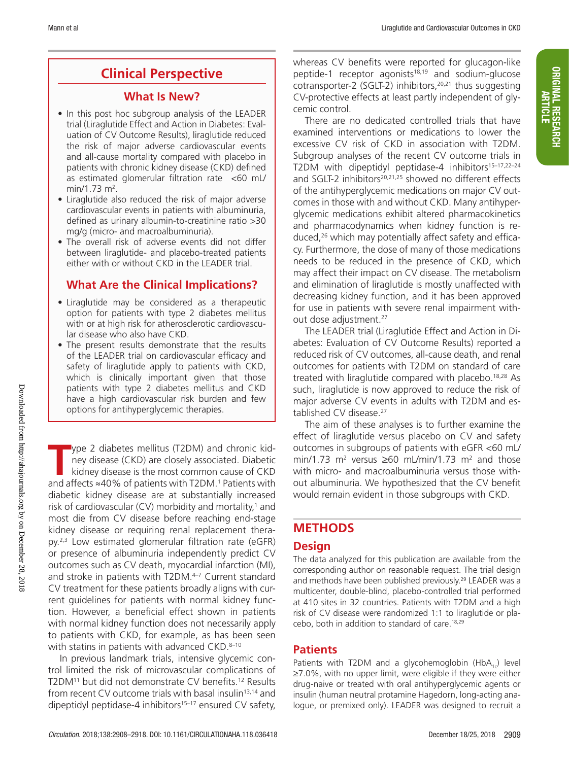## Clinical Perspective

### What Is New?

- In this post hoc subgroup analysis of the LEADER trial (Liraglutide Effect and Action in Diabetes: Evaluation of CV Outcome Results), liraglutide reduced the risk of major adverse cardiovascular events and all-cause mortality compared with placebo in patients with chronic kidney disease (CKD) defined as estimated glomerular filtration rate <60 mL/min/1.73 m$^2$.
- Liraglutide also reduced the risk of major adverse cardiovascular events in patients with albuminuria, defined as urinary albumin-to-creatinine ratio >30 mg/g (micro- and macroalbuminuria).
- The overall risk of adverse events did not differ between liraglutide- and placebo-treated patients either with or without CKD in the LEADER trial.

### What Are the Clinical Implications?

- Liraglutide may be considered as a therapeutic option for patients with type 2 diabetes mellitus with or at high risk for atherosclerotic cardiovascular disease who also have CKD.
- The present results demonstrate that the results of the LEADER trial on cardiovascular efficacy and safety of liraglutide apply to patients with CKD, which is clinically important given that those patients with type 2 diabetes mellitus and CKD have a high cardiovascular risk burden and few options for antihyperglycemic therapies.

Type 2 diabetes mellitus (T2DM) and chronic kidney disease (CKD) are closely associated. Diabetic kidney disease is the most common cause of CKD and affects ≈40% of patients with T2DM.[1] Patients with diabetic kidney disease are at substantially increased risk of cardiovascular (CV) morbidity and mortality,[1] and most die from CV disease before reaching end-stage kidney disease or requiring renal replacement therapy.[2,3] Low estimated glomerular filtration rate (eGFR) or presence of albuminuria independently predict CV outcomes such as CV death, myocardial infarction (MI), and stroke in patients with T2DM.[4–7] Current standard CV treatment for these patients broadly aligns with current guidelines for patients with normal kidney function. However, a beneficial effect shown in patients with normal kidney function does not necessarily apply to patients with CKD, for example, as has been seen with statins in patients with advanced CKD.[8–10]

In previous landmark trials, intensive glycemic control limited the risk of microvascular complications of T2DM[11] but did not demonstrate CV benefits.[12] Results from recent CV outcome trials with basal insulin[13,14] and dipeptidyl peptidase-4 inhibitors[15–17] ensured CV safety, whereas CV benefits were reported for glucagon-like peptide-1 receptor agonists[18,19] and sodium-glucose cotransporter-2 (SGLT-2) inhibitors,[20,21] thus suggesting CV-protective effects at least partly independent of glycemic control.

There are no dedicated controlled trials that have examined interventions or medications to lower the excessive CV risk of CKD in association with T2DM. Subgroup analyses of the recent CV outcome trials in T2DM with dipeptidyl peptidase-4 inhibitors[15–17,22–24] and SGLT-2 inhibitors[20,21,25] showed no different effects of the antihyperglycemic medications on major CV outcomes in those with and without CKD. Many antihyperglycemic medications exhibit altered pharmacokinetics and pharmacodynamics when kidney function is reduced,[26] which may potentially affect safety and efficacy. Furthermore, the dose of many of those medications needs to be reduced in the presence of CKD, which may affect their impact on CV disease. The metabolism and elimination of liraglutide is mostly unaffected with decreasing kidney function, and it has been approved for use in patients with severe renal impairment without dose adjustment.[27]

The LEADER trial (Liraglutide Effect and Action in Diabetes: Evaluation of CV Outcome Results) reported a reduced risk of CV outcomes, all-cause death, and renal outcomes for patients with T2DM on standard of care treated with liraglutide compared with placebo.[18,28] As such, liraglutide is now approved to reduce the risk of major adverse CV events in adults with T2DM and established CV disease.[27]

The aim of these analyses is to further examine the effect of liraglutide versus placebo on CV and safety outcomes in subgroups of patients with eGFR <60 mL/min/1.73 m$^2$ versus ≥60 mL/min/1.73 m$^2$ and those with micro- and macroalbuminuria versus those without albuminuria. We hypothesized that the CV benefit would remain evident in those subgroups with CKD.

## METHODS

### Design

The data analyzed for this publication are available from the corresponding author on reasonable request. The trial design and methods have been published previously.[29] LEADER was a multicenter, double-blind, placebo-controlled trial performed at 410 sites in 32 countries. Patients with T2DM and a high risk of CV disease were randomized 1:1 to liraglutide or placebo, both in addition to standard of care.[18,29]

### Patients

Patients with T2DM and a glycohemoglobin ($HbA_{1c}$) level ≥7.0%, with no upper limit, were eligible if they were either drug-naive or treated with oral antihyperglycemic agents or insulin (human neutral protamine Hagedorn, long-acting analogue, or premixed only). LEADER was designed to recruit a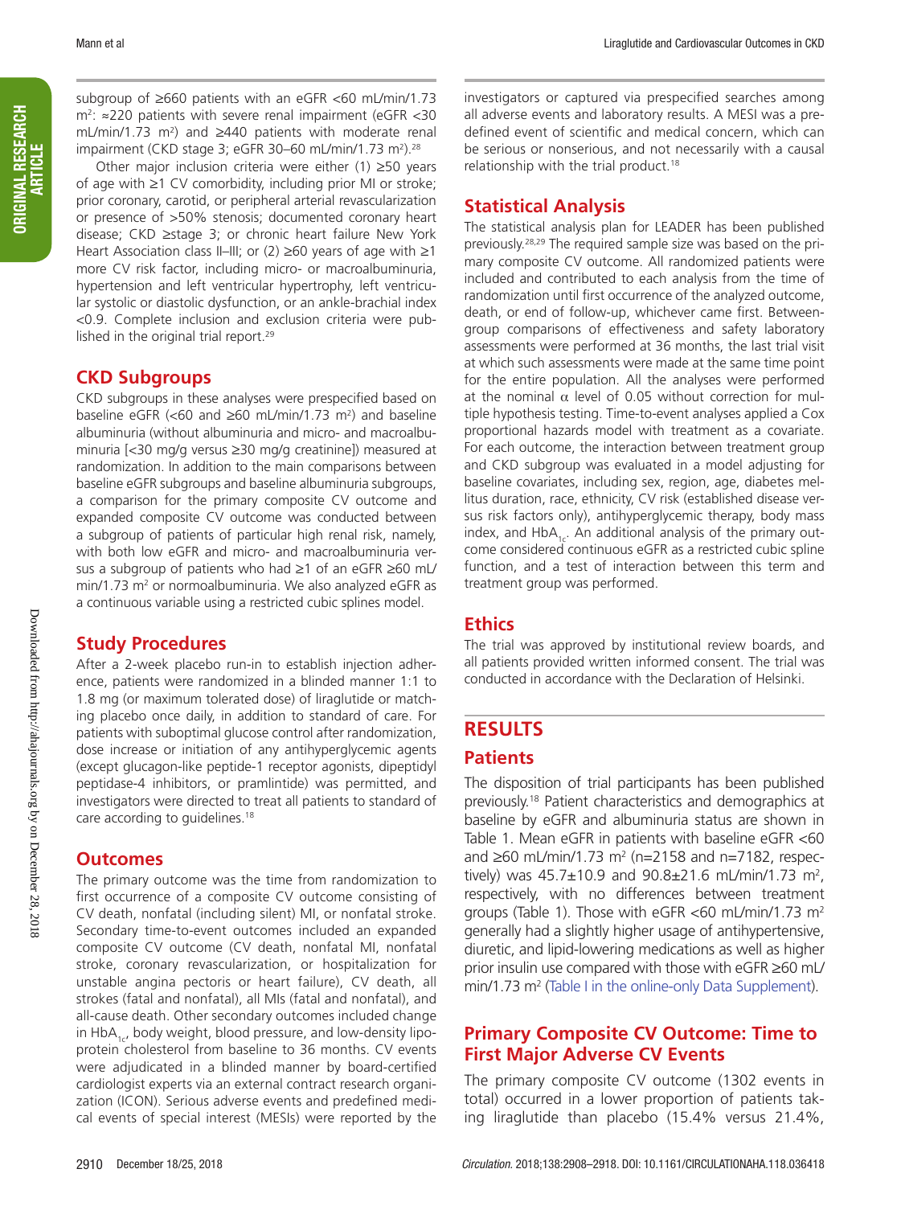subgroup of ≥660 patients with an eGFR <60 mL/min/1.73 $m^2$: ≈220 patients with severe renal impairment (eGFR <30 mL/min/1.73 $m^2$) and ≥440 patients with moderate renal impairment (CKD stage 3; eGFR 30–60 mL/min/1.73 $m^2$).[28]

Other major inclusion criteria were either (1) ≥50 years of age with ≥1 CV comorbidity, including prior MI or stroke; prior coronary, carotid, or peripheral arterial revascularization or presence of >50% stenosis; documented coronary heart disease; CKD ≥stage 3; or chronic heart failure New York Heart Association class II–III; or (2) ≥60 years of age with ≥1 more CV risk factor, including micro- or macroalbuminuria, hypertension and left ventricular hypertrophy, left ventricular systolic or diastolic dysfunction, or an ankle-brachial index <0.9. Complete inclusion and exclusion criteria were published in the original trial report.[29]

## CKD Subgroups

CKD subgroups in these analyses were prespecified based on baseline eGFR (<60 and ≥60 mL/min/1.73 $m^2$) and baseline albuminuria (without albuminuria and micro- and macroalbuminuria [<30 mg/g versus ≥30 mg/g creatinine]) measured at randomization. In addition to the main comparisons between baseline eGFR subgroups and baseline albuminuria subgroups, a comparison for the primary composite CV outcome and expanded composite CV outcome was conducted between a subgroup of patients of particular high renal risk, namely, with both low eGFR and micro- and macroalbuminuria versus a subgroup of patients who had ≥1 of an eGFR ≥60 mL/min/1.73 $m^2$ or normoalbuminuria. We also analyzed eGFR as a continuous variable using a restricted cubic splines model.

## Study Procedures

After a 2-week placebo run-in to establish injection adherence, patients were randomized in a blinded manner 1:1 to 1.8 mg (or maximum tolerated dose) of liraglutide or matching placebo once daily, in addition to standard of care. For patients with suboptimal glucose control after randomization, dose increase or initiation of any antihyperglycemic agents (except glucagon-like peptide-1 receptor agonists, dipeptidyl peptidase-4 inhibitors, or pramlintide) was permitted, and investigators were directed to treat all patients to standard of care according to guidelines.[18]

## Outcomes

The primary outcome was the time from randomization to first occurrence of a composite CV outcome consisting of CV death, nonfatal (including silent) MI, or nonfatal stroke. Secondary time-to-event outcomes included an expanded composite CV outcome (CV death, nonfatal MI, nonfatal stroke, coronary revascularization, or hospitalization for unstable angina pectoris or heart failure), CV death, all strokes (fatal and nonfatal), all MIs (fatal and nonfatal), and all-cause death. Other secondary outcomes included change in $HbA_{1c}$, body weight, blood pressure, and low-density lipoprotein cholesterol from baseline to 36 months. CV events were adjudicated in a blinded manner by board-certified cardiologist experts via an external contract research organization (ICON). Serious adverse events and predefined medical events of special interest (MESIs) were reported by the investigators or captured via prespecified searches among all adverse events and laboratory results. A MESI was a predefined event of scientific and medical concern, which can be serious or nonserious, and not necessarily with a causal relationship with the trial product.[18]

## Statistical Analysis

The statistical analysis plan for LEADER has been published previously.[28,29] The required sample size was based on the primary composite CV outcome. All randomized patients were included and contributed to each analysis from the time of randomization until first occurrence of the analyzed outcome, death, or end of follow-up, whichever came first. Between-group comparisons of effectiveness and safety laboratory assessments were performed at 36 months, the last trial visit at which such assessments were made at the same time point for the entire population. All the analyses were performed at the nominal $\alpha$ level of 0.05 without correction for multiple hypothesis testing. Time-to-event analyses applied a Cox proportional hazards model with treatment as a covariate. For each outcome, the interaction between treatment group and CKD subgroup was evaluated in a model adjusting for baseline covariates, including sex, region, age, diabetes mellitus duration, race, ethnicity, CV risk (established disease versus risk factors only), antihyperglycemic therapy, body mass index, and $HbA_{1c}$. An additional analysis of the primary outcome considered continuous eGFR as a restricted cubic spline function, and a test of interaction between this term and treatment group was performed.

## Ethics

The trial was approved by institutional review boards, and all patients provided written informed consent. The trial was conducted in accordance with the Declaration of Helsinki.

# RESULTS

## Patients

The disposition of trial participants has been published previously.[18] Patient characteristics and demographics at baseline by eGFR and albuminuria status are shown in Table 1. Mean eGFR in patients with baseline eGFR <60 and ≥60 mL/min/1.73 $m^2$ (n=2158 and n=7182, respectively) was 45.7±10.9 and 90.8±21.6 mL/min/1.73 $m^2$, respectively, with no differences between treatment groups (Table 1). Those with eGFR <60 mL/min/1.73 $m^2$ generally had a slightly higher usage of antihypertensive, diuretic, and lipid-lowering medications as well as higher prior insulin use compared with those with eGFR ≥60 mL/min/1.73 $m^2$ (Table I in the online-only Data Supplement).

## Primary Composite CV Outcome: Time to First Major Adverse CV Events

The primary composite CV outcome (1302 events in total) occurred in a lower proportion of patients taking liraglutide than placebo (15.4% versus 21.4%,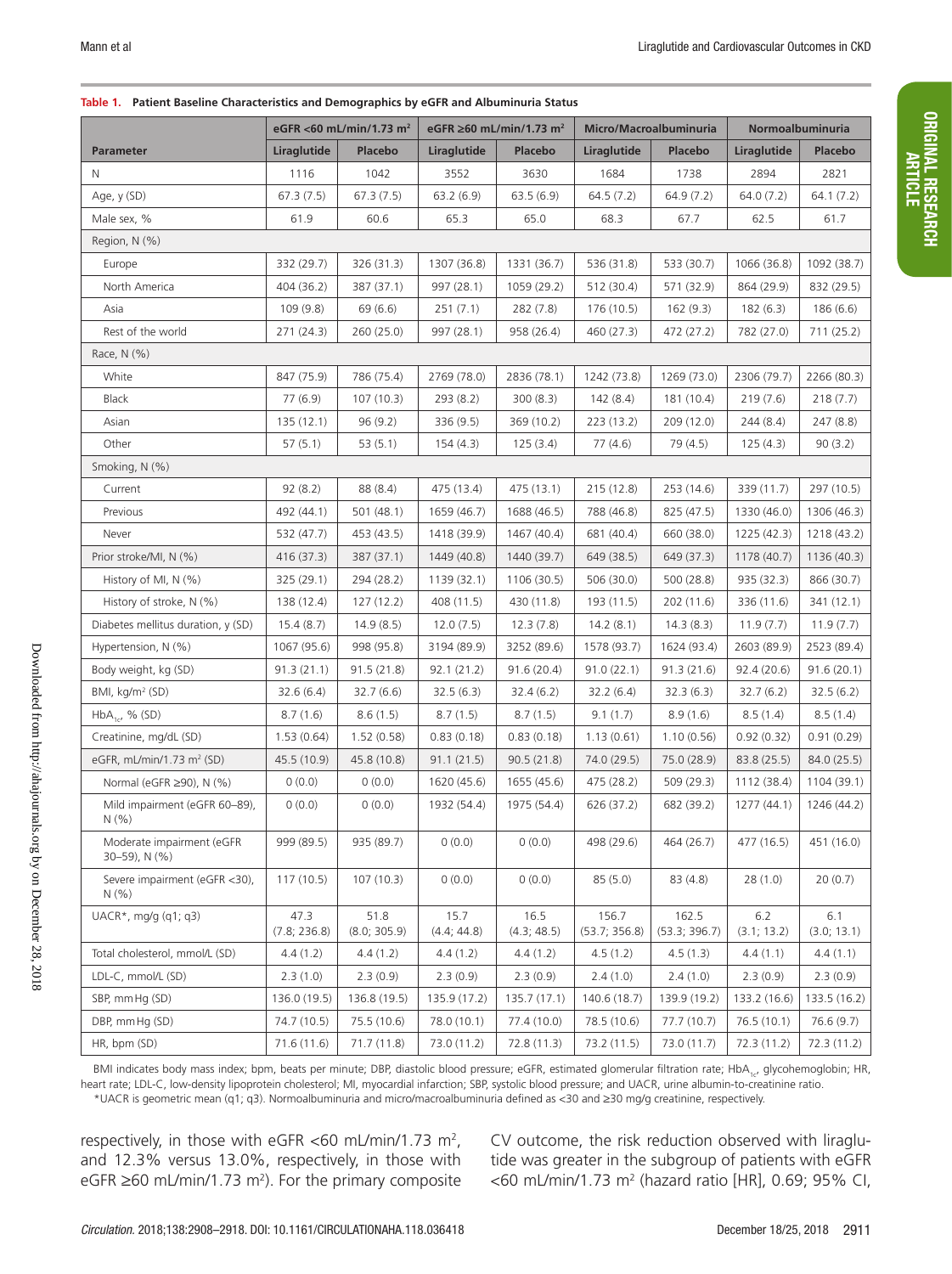**Table 1. Patient Baseline Characteristics and Demographics by eGFR and Albuminuria Status**

| Parameter | eGFR <60 mL/min/1.73 m² | | eGFR ≥60 mL/min/1.73 m² | | Micro/Macroalbuminuria | | Normoalbuminuria | |
|---|---|---|---|---|---|---|---|---|
| | Liraglutide | Placebo | Liraglutide | Placebo | Liraglutide | Placebo | Liraglutide | Placebo |
| N | 1116 | 1042 | 3552 | 3630 | 1684 | 1738 | 2894 | 2821 |
| Age, y (SD) | 67.3 (7.5) | 67.3 (7.5) | 63.2 (6.9) | 63.5 (6.9) | 64.5 (7.2) | 64.9 (7.2) | 64.0 (7.2) | 64.1 (7.2) |
| Male sex, % | 61.9 | 60.6 | 65.3 | 65.0 | 68.3 | 67.7 | 62.5 | 61.7 |
| Region, N (%) | | | | | | | | |
| Europe | 332 (29.7) | 326 (31.3) | 1307 (36.8) | 1331 (36.7) | 536 (31.8) | 533 (30.7) | 1066 (36.8) | 1092 (38.7) |
| North America | 404 (36.2) | 387 (37.1) | 997 (28.1) | 1059 (29.2) | 512 (30.4) | 571 (32.9) | 864 (29.9) | 832 (29.5) |
| Asia | 109 (9.8) | 69 (6.6) | 251 (7.1) | 282 (7.8) | 176 (10.5) | 162 (9.3) | 182 (6.3) | 186 (6.6) |
| Rest of the world | 271 (24.3) | 260 (25.0) | 997 (28.1) | 958 (26.4) | 460 (27.3) | 472 (27.2) | 782 (27.0) | 711 (25.2) |
| Race, N (%) | | | | | | | | |
| White | 847 (75.9) | 786 (75.4) | 2769 (78.0) | 2836 (78.1) | 1242 (73.8) | 1269 (73.0) | 2306 (79.7) | 2266 (80.3) |
| Black | 77 (6.9) | 107 (10.3) | 293 (8.2) | 300 (8.3) | 142 (8.4) | 181 (10.4) | 219 (7.6) | 218 (7.7) |
| Asian | 135 (12.1) | 96 (9.2) | 336 (9.5) | 369 (10.2) | 223 (13.2) | 209 (12.0) | 244 (8.4) | 247 (8.8) |
| Other | 57 (5.1) | 53 (5.1) | 154 (4.3) | 125 (3.4) | 77 (4.6) | 79 (4.5) | 125 (4.3) | 90 (3.2) |
| Smoking, N (%) | | | | | | | | |
| Current | 92 (8.2) | 88 (8.4) | 475 (13.4) | 475 (13.1) | 215 (12.8) | 253 (14.6) | 339 (11.7) | 297 (10.5) |
| Previous | 492 (44.1) | 501 (48.1) | 1659 (46.7) | 1688 (46.5) | 788 (46.8) | 825 (47.5) | 1330 (46.0) | 1306 (46.3) |
| Never | 532 (47.7) | 453 (43.5) | 1418 (39.9) | 1467 (40.4) | 681 (40.4) | 660 (38.0) | 1225 (42.3) | 1218 (43.2) |
| Prior stroke/MI, N (%) | 416 (37.3) | 387 (37.1) | 1449 (40.8) | 1440 (39.7) | 649 (38.5) | 649 (37.3) | 1178 (40.7) | 1136 (40.3) |
| History of MI, N (%) | 325 (29.1) | 294 (28.2) | 1139 (32.1) | 1106 (30.5) | 506 (30.0) | 500 (28.8) | 935 (32.3) | 866 (30.7) |
| History of stroke, N (%) | 138 (12.4) | 127 (12.2) | 408 (11.5) | 430 (11.8) | 193 (11.5) | 202 (11.6) | 336 (11.6) | 341 (12.1) |
| Diabetes mellitus duration, y (SD) | 15.4 (8.7) | 14.9 (8.5) | 12.0 (7.5) | 12.3 (7.8) | 14.2 (8.1) | 14.3 (8.3) | 11.9 (7.7) | 11.9 (7.7) |
| Hypertension, N (%) | 1067 (95.6) | 998 (95.8) | 3194 (89.9) | 3252 (89.6) | 1578 (93.7) | 1624 (93.4) | 2603 (89.9) | 2523 (89.4) |
| Body weight, kg (SD) | 91.3 (21.1) | 91.5 (21.8) | 92.1 (21.2) | 91.6 (20.4) | 91.0 (22.1) | 91.3 (21.6) | 92.4 (20.6) | 91.6 (20.1) |
| BMI, kg/m² (SD) | 32.6 (6.4) | 32.7 (6.6) | 32.5 (6.3) | 32.4 (6.2) | 32.2 (6.4) | 32.3 (6.3) | 32.7 (6.2) | 32.5 (6.2) |
| $HbA_{1c}$, % (SD) | 8.7 (1.6) | 8.6 (1.5) | 8.7 (1.5) | 8.7 (1.5) | 9.1 (1.7) | 8.9 (1.6) | 8.5 (1.4) | 8.5 (1.4) |
| Creatinine, mg/dL (SD) | 1.53 (0.64) | 1.52 (0.58) | 0.83 (0.18) | 0.83 (0.18) | 1.13 (0.61) | 1.10 (0.56) | 0.92 (0.32) | 0.91 (0.29) |
| eGFR, mL/min/1.73 m² (SD) | 45.5 (10.9) | 45.8 (10.8) | 91.1 (21.5) | 90.5 (21.8) | 74.0 (29.5) | 75.0 (28.9) | 83.8 (25.5) | 84.0 (25.5) |
| Normal (eGFR ≥90), N (%) | 0 (0.0) | 0 (0.0) | 1620 (45.6) | 1655 (45.6) | 475 (28.2) | 509 (29.3) | 1112 (38.4) | 1104 (39.1) |
| Mild impairment (eGFR 60–89), N (%) | 0 (0.0) | 0 (0.0) | 1932 (54.4) | 1975 (54.4) | 626 (37.2) | 682 (39.2) | 1277 (44.1) | 1246 (44.2) |
| Moderate impairment (eGFR 30–59), N (%) | 999 (89.5) | 935 (89.7) | 0 (0.0) | 0 (0.0) | 498 (29.6) | 464 (26.7) | 477 (16.5) | 451 (16.0) |
| Severe impairment (eGFR <30), N (%) | 117 (10.5) | 107 (10.3) | 0 (0.0) | 0 (0.0) | 85 (5.0) | 83 (4.8) | 28 (1.0) | 20 (0.7) |
| UACR*, mg/g (q1; q3) | 47.3 (7.8; 236.8) | 51.8 (8.0; 305.9) | 15.7 (4.4; 44.8) | 16.5 (4.3; 48.5) | 156.7 (53.7; 356.8) | 162.5 (53.3; 396.7) | 6.2 (3.1; 13.2) | 6.1 (3.0; 13.1) |
| Total cholesterol, mmol/L (SD) | 4.4 (1.2) | 4.4 (1.2) | 4.4 (1.2) | 4.4 (1.2) | 4.5 (1.2) | 4.5 (1.3) | 4.4 (1.1) | 4.4 (1.1) |
| LDL-C, mmol/L (SD) | 2.3 (1.0) | 2.3 (0.9) | 2.3 (0.9) | 2.3 (0.9) | 2.4 (1.0) | 2.4 (1.0) | 2.3 (0.9) | 2.3 (0.9) |
| SBP, mm Hg (SD) | 136.0 (19.5) | 136.8 (19.5) | 135.9 (17.2) | 135.7 (17.1) | 140.6 (18.7) | 139.9 (19.2) | 133.2 (16.6) | 133.5 (16.2) |
| DBP, mm Hg (SD) | 74.7 (10.5) | 75.5 (10.6) | 78.0 (10.1) | 77.4 (10.0) | 78.5 (10.6) | 77.7 (10.7) | 76.5 (10.1) | 76.6 (9.7) |
| HR, bpm (SD) | 71.6 (11.6) | 71.7 (11.8) | 73.0 (11.2) | 72.8 (11.3) | 73.2 (11.5) | 73.0 (11.7) | 72.3 (11.2) | 72.3 (11.2) |

BMI indicates body mass index; bpm, beats per minute; DBP, diastolic blood pressure; eGFR, estimated glomerular filtration rate; $HbA_{1c}$, glycohemoglobin; HR, heart rate; LDL-C, low-density lipoprotein cholesterol; MI, myocardial infarction; SBP, systolic blood pressure; and UACR, urine albumin-to-creatinine ratio.

*UACR is geometric mean (q1; q3). Normoalbuminuria and micro/macroalbuminuria defined as <30 and ≥30 mg/g creatinine, respectively.

respectively, in those with eGFR <60 mL/min/1.73 m², and 12.3% versus 13.0%, respectively, in those with eGFR ≥60 mL/min/1.73 m²). For the primary composite CV outcome, the risk reduction observed with liraglutide was greater in the subgroup of patients with eGFR <60 mL/min/1.73 m² (hazard ratio [HR], 0.69; 95% CI,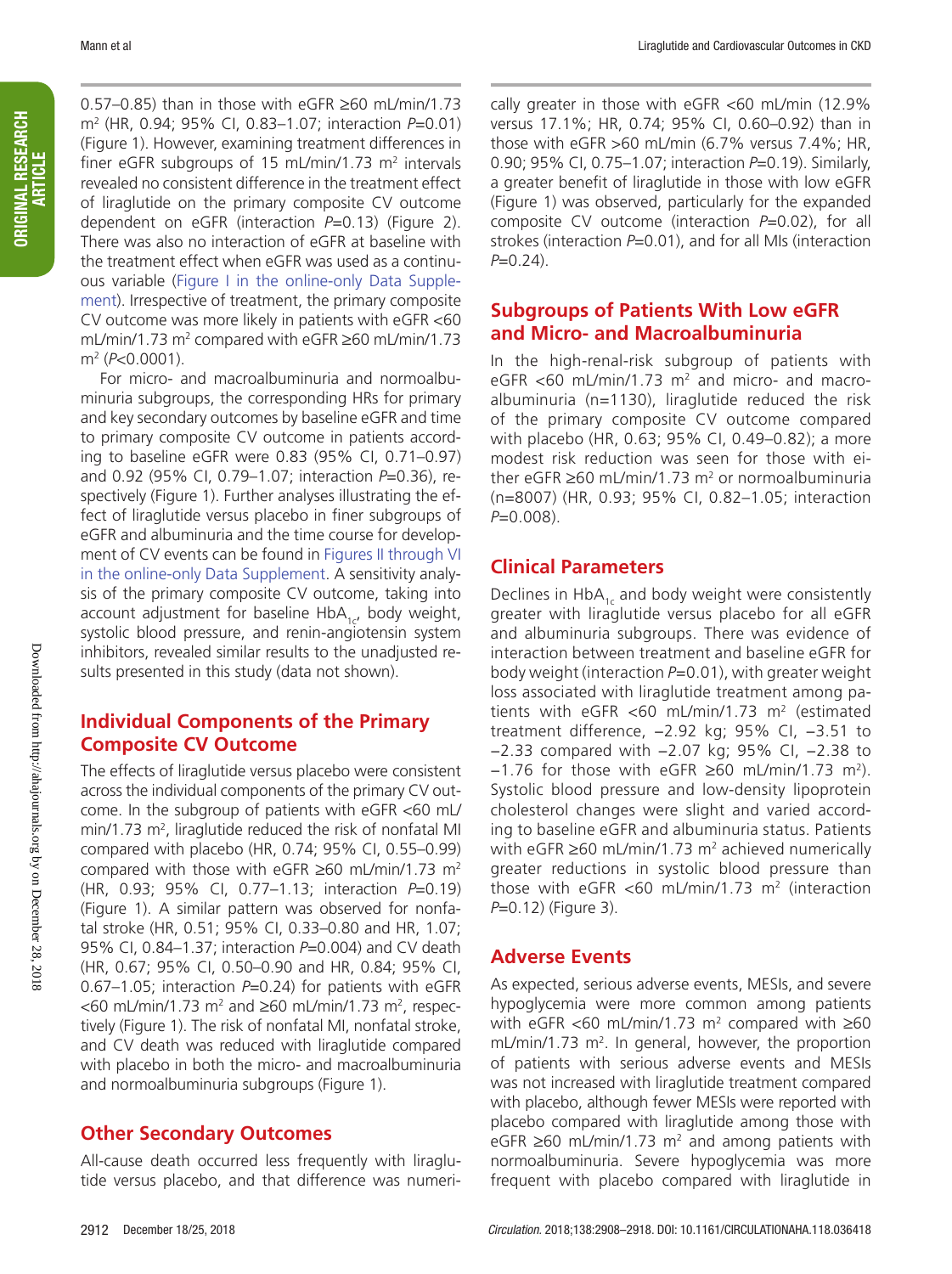0.57–0.85) than in those with eGFR ≥60 mL/min/1.73 m$^2$ (HR, 0.94; 95% CI, 0.83–1.07; interaction $P$=0.01) (Figure 1). However, examining treatment differences in finer eGFR subgroups of 15 mL/min/1.73 m$^2$ intervals revealed no consistent difference in the treatment effect of liraglutide on the primary composite CV outcome dependent on eGFR (interaction $P$=0.13) (Figure 2). There was also no interaction of eGFR at baseline with the treatment effect when eGFR was used as a continuous variable (Figure I in the online-only Data Supplement). Irrespective of treatment, the primary composite CV outcome was more likely in patients with eGFR <60 mL/min/1.73 m$^2$ compared with eGFR ≥60 mL/min/1.73 m$^2$ ($P$<0.0001).

For micro- and macroalbuminuria and normoalbuminuria subgroups, the corresponding HRs for primary and key secondary outcomes by baseline eGFR and time to primary composite CV outcome in patients according to baseline eGFR were 0.83 (95% CI, 0.71–0.97) and 0.92 (95% CI, 0.79–1.07; interaction $P$=0.36), respectively (Figure 1). Further analyses illustrating the effect of liraglutide versus placebo in finer subgroups of eGFR and albuminuria and the time course for development of CV events can be found in Figures II through VI in the online-only Data Supplement. A sensitivity analysis of the primary composite CV outcome, taking into account adjustment for baseline $HbA_{1c}$, body weight, systolic blood pressure, and renin-angiotensin system inhibitors, revealed similar results to the unadjusted results presented in this study (data not shown).

## Individual Components of the Primary Composite CV Outcome

The effects of liraglutide versus placebo were consistent across the individual components of the primary CV outcome. In the subgroup of patients with eGFR <60 mL/min/1.73 m$^2$, liraglutide reduced the risk of nonfatal MI compared with placebo (HR, 0.74; 95% CI, 0.55–0.99) compared with those with eGFR ≥60 mL/min/1.73 m$^2$ (HR, 0.93; 95% CI, 0.77–1.13; interaction $P$=0.19) (Figure 1). A similar pattern was observed for nonfatal stroke (HR, 0.51; 95% CI, 0.33–0.80 and HR, 1.07; 95% CI, 0.84–1.37; interaction $P$=0.004) and CV death (HR, 0.67; 95% CI, 0.50–0.90 and HR, 0.84; 95% CI, 0.67–1.05; interaction $P$=0.24) for patients with eGFR <60 mL/min/1.73 m$^2$ and ≥60 mL/min/1.73 m$^2$, respectively (Figure 1). The risk of nonfatal MI, nonfatal stroke, and CV death was reduced with liraglutide compared with placebo in both the micro- and macroalbuminuria and normoalbuminuria subgroups (Figure 1).

## Other Secondary Outcomes

All-cause death occurred less frequently with liraglutide versus placebo, and that difference was numerically greater in those with eGFR <60 mL/min (12.9% versus 17.1%; HR, 0.74; 95% CI, 0.60–0.92) than in those with eGFR >60 mL/min (6.7% versus 7.4%; HR, 0.90; 95% CI, 0.75–1.07; interaction $P$=0.19). Similarly, a greater benefit of liraglutide in those with low eGFR (Figure 1) was observed, particularly for the expanded composite CV outcome (interaction $P$=0.02), for all strokes (interaction $P$=0.01), and for all MIs (interaction $P$=0.24).

## Subgroups of Patients With Low eGFR and Micro- and Macroalbuminuria

In the high-renal-risk subgroup of patients with eGFR <60 mL/min/1.73 m$^2$ and micro- and macroalbuminuria (n=1130), liraglutide reduced the risk of the primary composite CV outcome compared with placebo (HR, 0.63; 95% CI, 0.49–0.82); a more modest risk reduction was seen for those with either eGFR ≥60 mL/min/1.73 m$^2$ or normoalbuminuria (n=8007) (HR, 0.93; 95% CI, 0.82–1.05; interaction $P$=0.008).

## Clinical Parameters

Declines in $HbA_{1c}$ and body weight were consistently greater with liraglutide versus placebo for all eGFR and albuminuria subgroups. There was evidence of interaction between treatment and baseline eGFR for body weight (interaction $P$=0.01), with greater weight loss associated with liraglutide treatment among patients with eGFR <60 mL/min/1.73 m$^2$ (estimated treatment difference, −2.92 kg; 95% CI, −3.51 to −2.33 compared with −2.07 kg; 95% CI, −2.38 to −1.76 for those with eGFR ≥60 mL/min/1.73 m$^2$). Systolic blood pressure and low-density lipoprotein cholesterol changes were slight and varied according to baseline eGFR and albuminuria status. Patients with eGFR ≥60 mL/min/1.73 m$^2$ achieved numerically greater reductions in systolic blood pressure than those with eGFR <60 mL/min/1.73 m$^2$ (interaction $P$=0.12) (Figure 3).

## Adverse Events

As expected, serious adverse events, MESIs, and severe hypoglycemia were more common among patients with eGFR <60 mL/min/1.73 m$^2$ compared with ≥60 mL/min/1.73 m$^2$. In general, however, the proportion of patients with serious adverse events and MESIs was not increased with liraglutide treatment compared with placebo, although fewer MESIs were reported with placebo compared with liraglutide among those with eGFR ≥60 mL/min/1.73 m$^2$ and among patients with normoalbuminuria. Severe hypoglycemia was more frequent with placebo compared with liraglutide in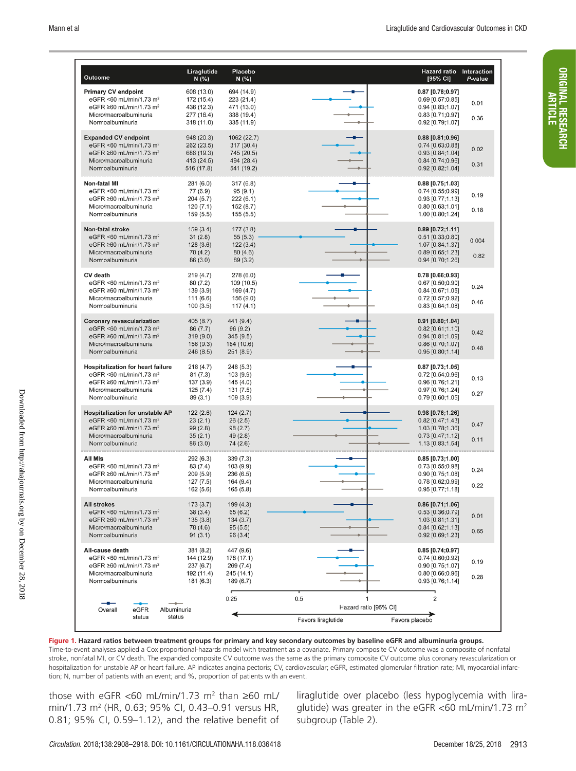| Outcome | Liraglutide N (%) | Placebo N (%) | Hazard ratio [95% CI] | Interaction P-value |
|---|---|---|---|---|
| **Primary CV endpoint** | 608 (13.0) | 694 (14.9) | **0.87 [0.78;0.97]** | |
| eGFR <60 mL/min/1.73 m² | 172 (15.4) | 223 (21.4) | 0.69 [0.57;0.85] | 0.01 |
| eGFR ≥60 mL/min/1.73 m² | 436 (12.3) | 471 (13.0) | 0.94 [0.83;1.07] | |
| Micro/macroalbuminuria | 277 (16.4) | 338 (19.4) | 0.83 [0.71;0.97] | 0.36 |
| Normoalbuminuria | 318 (11.0) | 335 (11.9) | 0.92 [0.79;1.07] | |
| **Expanded CV endpoint** | 948 (20.3) | 1062 (22.7) | **0.88 [0.81;0.96]** | |
| eGFR <60 mL/min/1.73 m² | 262 (23.5) | 317 (30.4) | 0.74 [0.63;0.88] | 0.02 |
| eGFR ≥60 mL/min/1.73 m² | 686 (19.3) | 745 (20.5) | 0.93 [0.84;1.04] | |
| Micro/macroalbuminuria | 413 (24.5) | 494 (28.4) | 0.84 [0.74;0.96] | 0.31 |
| Normoalbuminuria | 516 (17.8) | 541 (19.2) | 0.92 [0.82;1.04] | |
| **Non-fatal MI** | 281 (6.0) | 317 (6.8) | **0.88 [0.75;1.03]** | |
| eGFR <60 mL/min/1.73 m² | 77 (6.9) | 95 (9.1) | 0.74 [0.55;0.99] | 0.19 |
| eGFR ≥60 mL/min/1.73 m² | 204 (5.7) | 222 (6.1) | 0.93 [0.77;1.13] | |
| Micro/macroalbuminuria | 120 (7.1) | 152 (8.7) | 0.80 [0.63;1.01] | 0.18 |
| Normoalbuminuria | 159 (5.5) | 155 (5.5) | 1.00 [0.80;1.24] | |
| **Non-fatal stroke** | 159 (3.4) | 177 (3.8) | **0.89 [0.72;1.11]** | |
| eGFR <60 mL/min/1.73 m² | 31 (2.8) | 55 (5.3) | 0.51 [0.33;0.80] | 0.004 |
| eGFR ≥60 mL/min/1.73 m² | 128 (3.6) | 122 (3.4) | 1.07 [0.84;1.37] | |
| Micro/macroalbuminuria | 70 (4.2) | 80 (4.6) | 0.89 [0.65;1.23] | 0.82 |
| Normoalbuminuria | 86 (3.0) | 89 (3.2) | 0.94 [0.70;1.26] | |
| **CV death** | 219 (4.7) | 278 (6.0) | **0.78 [0.66;0.93]** | |
| eGFR <60 mL/min/1.73 m² | 80 (7.2) | 109 (10.5) | 0.67 [0.50;0.90] | 0.24 |
| eGFR ≥60 mL/min/1.73 m² | 139 (3.9) | 169 (4.7) | 0.84 [0.67;1.05] | |
| Micro/macroalbuminuria | 111 (6.6) | 156 (9.0) | 0.72 [0.57;0.92] | 0.46 |
| Normoalbuminuria | 100 (3.5) | 117 (4.1) | 0.83 [0.64;1.08] | |
| **Coronary revascularization** | 405 (8.7) | 441 (9.4) | **0.91 [0.80;1.04]** | |
| eGFR <60 mL/min/1.73 m² | 86 (7.7) | 96 (9.2) | 0.82 [0.61;1.10] | 0.42 |
| eGFR ≥60 mL/min/1.73 m² | 319 (9.0) | 345 (9.5) | 0.94 [0.81;1.09] | |
| Micro/macroalbuminuria | 156 (9.3) | 184 (10.6) | 0.86 [0.70;1.07] | 0.48 |
| Normoalbuminuria | 246 (8.5) | 251 (8.9) | 0.95 [0.80;1.14] | |
| **Hospitalization for heart failure** | 218 (4.7) | 248 (5.3) | **0.87 [0.73;1.05]** | |
| eGFR <60 mL/min/1.73 m² | 81 (7.3) | 103 (9.9) | 0.72 [0.54;0.96] | 0.13 |
| eGFR ≥60 mL/min/1.73 m² | 137 (3.9) | 145 (4.0) | 0.96 [0.76;1.21] | |
| Micro/macroalbuminuria | 125 (7.4) | 131 (7.5) | 0.97 [0.76;1.24] | 0.27 |
| Normoalbuminuria | 89 (3.1) | 109 (3.9) | 0.79 [0.60;1.05] | |
| **Hospitalization for unstable AP** | 122 (2.6) | 124 (2.7) | **0.98 [0.76;1.26]** | |
| eGFR <60 mL/min/1.73 m² | 23 (2.1) | 26 (2.5) | 0.82 [0.47;1.43] | 0.47 |
| eGFR ≥60 mL/min/1.73 m² | 99 (2.8) | 98 (2.7) | 1.03 [0.78;1.36] | |
| Micro/macroalbuminuria | 35 (2.1) | 49 (2.8) | 0.73 [0.47;1.12] | 0.11 |
| Normoalbuminuria | 86 (3.0) | 74 (2.6) | 1.13 [0.83;1.54] | |
| **All MIs** | 292 (6.3) | 339 (7.3) | **0.85 [0.73;1.00]** | |
| eGFR <60 mL/min/1.73 m² | 83 (7.4) | 103 (9.9) | 0.73 [0.55;0.98] | 0.24 |
| eGFR ≥60 mL/min/1.73 m² | 209 (5.9) | 236 (6.5) | 0.90 [0.75;1.08] | |
| Micro/macroalbuminuria | 127 (7.5) | 164 (9.4) | 0.78 [0.62;0.99] | 0.22 |
| Normoalbuminuria | 162 (5.6) | 165 (5.8) | 0.95 [0.77;1.18] | |
| **All strokes** | 173 (3.7) | 199 (4.3) | **0.86 [0.71;1.06]** | |
| eGFR <60 mL/min/1.73 m² | 38 (3.4) | 65 (6.2) | 0.53 [0.36;0.79] | 0.01 |
| eGFR ≥60 mL/min/1.73 m² | 135 (3.8) | 134 (3.7) | 1.03 [0.81;1.31] | |
| Micro/macroalbuminuria | 78 (4.6) | 95 (5.5) | 0.84 [0.62;1.13] | 0.65 |
| Normoalbuminuria | 91 (3.1) | 96 (3.4) | 0.92 [0.69;1.23] | |
| **All-cause death** | 381 (8.2) | 447 (9.6) | **0.85 [0.74;0.97]** | |
| eGFR <60 mL/min/1.73 m² | 144 (12.9) | 178 (17.1) | 0.74 [0.60;0.92] | 0.19 |
| eGFR ≥60 mL/min/1.73 m² | 237 (6.7) | 269 (7.4) | 0.90 [0.75;1.07] | |
| Micro/macroalbuminuria | 192 (11.4) | 245 (14.1) | 0.80 [0.66;0.96] | 0.28 |
| Normoalbuminuria | 181 (6.3) | 189 (6.7) | 0.93 [0.76;1.14] | |

Legend: Overall; eGFR status; Albuminuria status. Hazard ratio [95% CI] axis: 0.25, 0.5, 1, 2. Favors liraglutide ← → Favors placebo

**Figure 1. Hazard ratios between treatment groups for primary and key secondary outcomes by baseline eGFR and albuminuria groups.**
Time-to-event analyses applied a Cox proportional-hazards model with treatment as a covariate. Primary composite CV outcome was a composite of nonfatal stroke, nonfatal MI, or CV death. The expanded composite CV outcome was the same as the primary composite CV outcome plus coronary revascularization or hospitalization for unstable AP or heart failure. AP indicates angina pectoris; CV, cardiovascular; eGFR, estimated glomerular filtration rate; MI, myocardial infarction; N, number of patients with an event; and %, proportion of patients with an event.

those with eGFR <60 mL/min/1.73 m² than ≥60 mL/min/1.73 m² (HR, 0.63; 95% CI, 0.43–0.91 versus HR, 0.81; 95% CI, 0.59–1.12), and the relative benefit of liraglutide over placebo (less hypoglycemia with liraglutide) was greater in the eGFR <60 mL/min/1.73 m² subgroup (Table 2).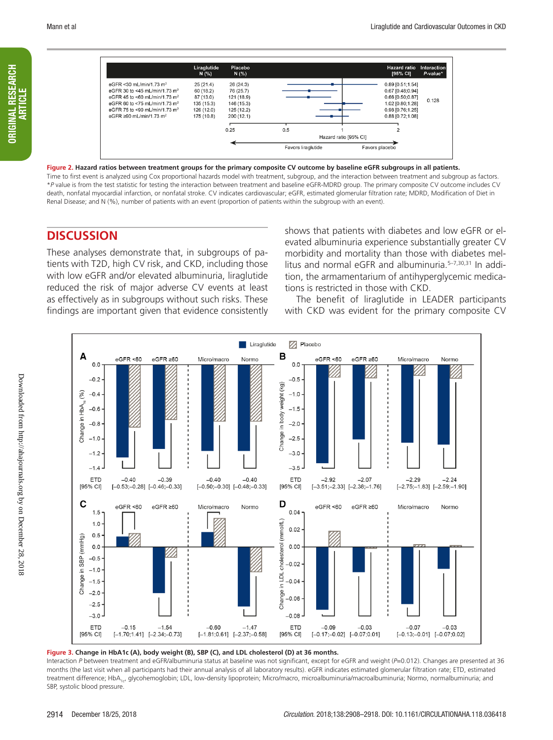| | Liraglutide N (%) | Placebo N (%) | Hazard ratio [95% CI] | Interaction P-value* |
|---|---|---|---|---|
| eGFR <30 mL/min/1.73 m² | 25 (21.4) | 26 (24.3) | 0.89 [0.51;1.54] | 0.128 |
| eGFR 30 to <45 mL/min/1.73 m² | 60 (18.2) | 76 (25.7) | 0.67 [0.48;0.94] | |
| eGFR 45 to <60 mL/min/1.73 m² | 87 (13.0) | 121 (18.9) | 0.66 [0.50;0.87] | |
| eGFR 60 to <75 mL/min/1.73 m² | 135 (15.3) | 146 (15.3) | 1.02 [0.80;1.28] | |
| eGFR 75 to <90 mL/min/1.73 m² | 126 (12.0) | 125 (12.2) | 0.98 [0.76;1.25] | |
| eGFR ≥90 mL/min/1.73 m² | 175 (10.8) | 200 (12.1) | 0.88 [0.72;1.08] | |

**Figure 2. Hazard ratios between treatment groups for the primary composite CV outcome by baseline eGFR subgroups in all patients.**
Time to first event is analyzed using Cox proportional hazards model with treatment, subgroup, and the interaction between treatment and subgroup as factors. *P value is from the test statistic for testing the interaction between treatment and baseline eGFR-MDRD group. The primary composite CV outcome includes CV death, nonfatal myocardial infarction, or nonfatal stroke. CV indicates cardiovascular; eGFR, estimated glomerular filtration rate; MDRD, Modification of Diet in Renal Disease; and N (%), number of patients with an event (proportion of patients within the subgroup with an event).

## DISCUSSION

These analyses demonstrate that, in subgroups of patients with T2D, high CV risk, and CKD, including those with low eGFR and/or elevated albuminuria, liraglutide reduced the risk of major adverse CV events at least as effectively as in subgroups without such risks. These findings are important given that evidence consistently shows that patients with diabetes and low eGFR or elevated albuminuria experience substantially greater CV morbidity and mortality than those with diabetes mellitus and normal eGFR and albuminuria.[5–7,30,31] In addition, the armamentarium of antihyperglycemic medications is restricted in those with CKD.

The benefit of liraglutide in LEADER participants with CKD was evident for the primary composite CV

| | eGFR <60 | eGFR ≥60 | Micro/macro | Normo |
|---|---|---|---|---|
| A: HbA1c (%) ETD [95% CI] | −0.40 [−0.53;−0.28] | −0.39 [−0.46;−0.33] | −0.40 [−0.50;−0.30] | −0.40 [−0.48;−0.33] |
| B: Body weight (kg) ETD [95% CI] | −2.92 [−3.51;−2.33] | −2.07 [−2.38;−1.76] | −2.29 [−2.75;−1.83] | −2.24 [−2.59;−1.90] |
| C: SBP (mmHg) ETD [95% CI] | −0.15 [−1.70;1.41] | −1.54 [−2.34;−0.73] | −0.60 [−1.81;0.61] | −1.47 [−2.37;−0.58] |
| D: LDL cholesterol (mmol/L) ETD [95% CI] | −0.09 [−0.17;−0.02] | −0.03 [−0.07;0.01] | −0.07 [−0.13;−0.01] | −0.03 [−0.07;0.02] |

**Figure 3. Change in HbA1c (A), body weight (B), SBP (C), and LDL cholesterol (D) at 36 months.**
Interaction P between treatment and eGFR/albuminuria status at baseline was not significant, except for eGFR and weight (P=0.012). Changes are presented at 36 months (the last visit when all participants had their annual analysis of all laboratory results). eGFR indicates estimated glomerular filtration rate; ETD, estimated treatment difference; $HbA_{1c}$, glycohemoglobin; LDL, low-density lipoprotein; Micro/macro, microalbuminuria/macroalbuminuria; Normo, normalbuminuria; and SBP, systolic blood pressure.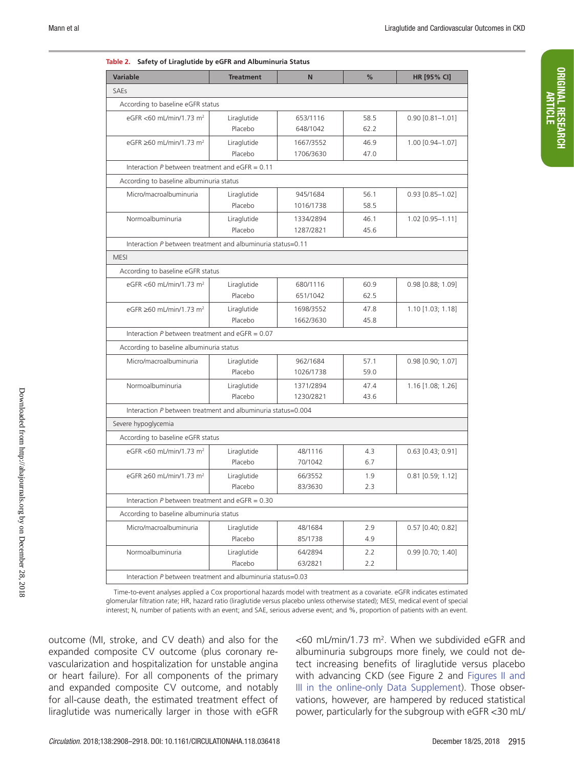**Table 2. Safety of Liraglutide by eGFR and Albuminuria Status**

| Variable | Treatment | N | % | HR [95% CI] |
|---|---|---|---|---|
| SAEs | | | | |
| According to baseline eGFR status | | | | |
| eGFR <60 mL/min/1.73 m² | Liraglutide | 653/1116 | 58.5 | 0.90 [0.81–1.01] |
| | Placebo | 648/1042 | 62.2 | |
| eGFR ≥60 mL/min/1.73 m² | Liraglutide | 1667/3552 | 46.9 | 1.00 [0.94–1.07] |
| | Placebo | 1706/3630 | 47.0 | |
| Interaction *P* between treatment and eGFR = 0.11 | | | | |
| According to baseline albuminuria status | | | | |
| Micro/macroalbuminuria | Liraglutide | 945/1684 | 56.1 | 0.93 [0.85–1.02] |
| | Placebo | 1016/1738 | 58.5 | |
| Normoalbuminuria | Liraglutide | 1334/2894 | 46.1 | 1.02 [0.95–1.11] |
| | Placebo | 1287/2821 | 45.6 | |
| Interaction *P* between treatment and albuminuria status=0.11 | | | | |
| MESI | | | | |
| According to baseline eGFR status | | | | |
| eGFR <60 mL/min/1.73 m² | Liraglutide | 680/1116 | 60.9 | 0.98 [0.88; 1.09] |
| | Placebo | 651/1042 | 62.5 | |
| eGFR ≥60 mL/min/1.73 m² | Liraglutide | 1698/3552 | 47.8 | 1.10 [1.03; 1.18] |
| | Placebo | 1662/3630 | 45.8 | |
| Interaction *P* between treatment and eGFR = 0.07 | | | | |
| According to baseline albuminuria status | | | | |
| Micro/macroalbuminuria | Liraglutide | 962/1684 | 57.1 | 0.98 [0.90; 1.07] |
| | Placebo | 1026/1738 | 59.0 | |
| Normoalbuminuria | Liraglutide | 1371/2894 | 47.4 | 1.16 [1.08; 1.26] |
| | Placebo | 1230/2821 | 43.6 | |
| Interaction *P* between treatment and albuminuria status=0.004 | | | | |
| Severe hypoglycemia | | | | |
| According to baseline eGFR status | | | | |
| eGFR <60 mL/min/1.73 m² | Liraglutide | 48/1116 | 4.3 | 0.63 [0.43; 0.91] |
| | Placebo | 70/1042 | 6.7 | |
| eGFR ≥60 mL/min/1.73 m² | Liraglutide | 66/3552 | 1.9 | 0.81 [0.59; 1.12] |
| | Placebo | 83/3630 | 2.3 | |
| Interaction *P* between treatment and eGFR = 0.30 | | | | |
| According to baseline albuminuria status | | | | |
| Micro/macroalbuminuria | Liraglutide | 48/1684 | 2.9 | 0.57 [0.40; 0.82] |
| | Placebo | 85/1738 | 4.9 | |
| Normoalbuminuria | Liraglutide | 64/2894 | 2.2 | 0.99 [0.70; 1.40] |
| | Placebo | 63/2821 | 2.2 | |
| Interaction *P* between treatment and albuminuria status=0.03 | | | | |

Time-to-event analyses applied a Cox proportional hazards model with treatment as a covariate. eGFR indicates estimated glomerular filtration rate; HR, hazard ratio (liraglutide versus placebo unless otherwise stated); MESI, medical event of special interest; N, number of patients with an event; and SAE, serious adverse event; and %, proportion of patients with an event.

outcome (MI, stroke, and CV death) and also for the expanded composite CV outcome (plus coronary revascularization and hospitalization for unstable angina or heart failure). For all components of the primary and expanded composite CV outcome, and notably for all-cause death, the estimated treatment effect of liraglutide was numerically larger in those with eGFR <60 mL/min/1.73 m². When we subdivided eGFR and albuminuria subgroups more finely, we could not detect increasing benefits of liraglutide versus placebo with advancing CKD (see Figure 2 and Figures II and III in the online-only Data Supplement). Those observations, however, are hampered by reduced statistical power, particularly for the subgroup with eGFR <30 mL/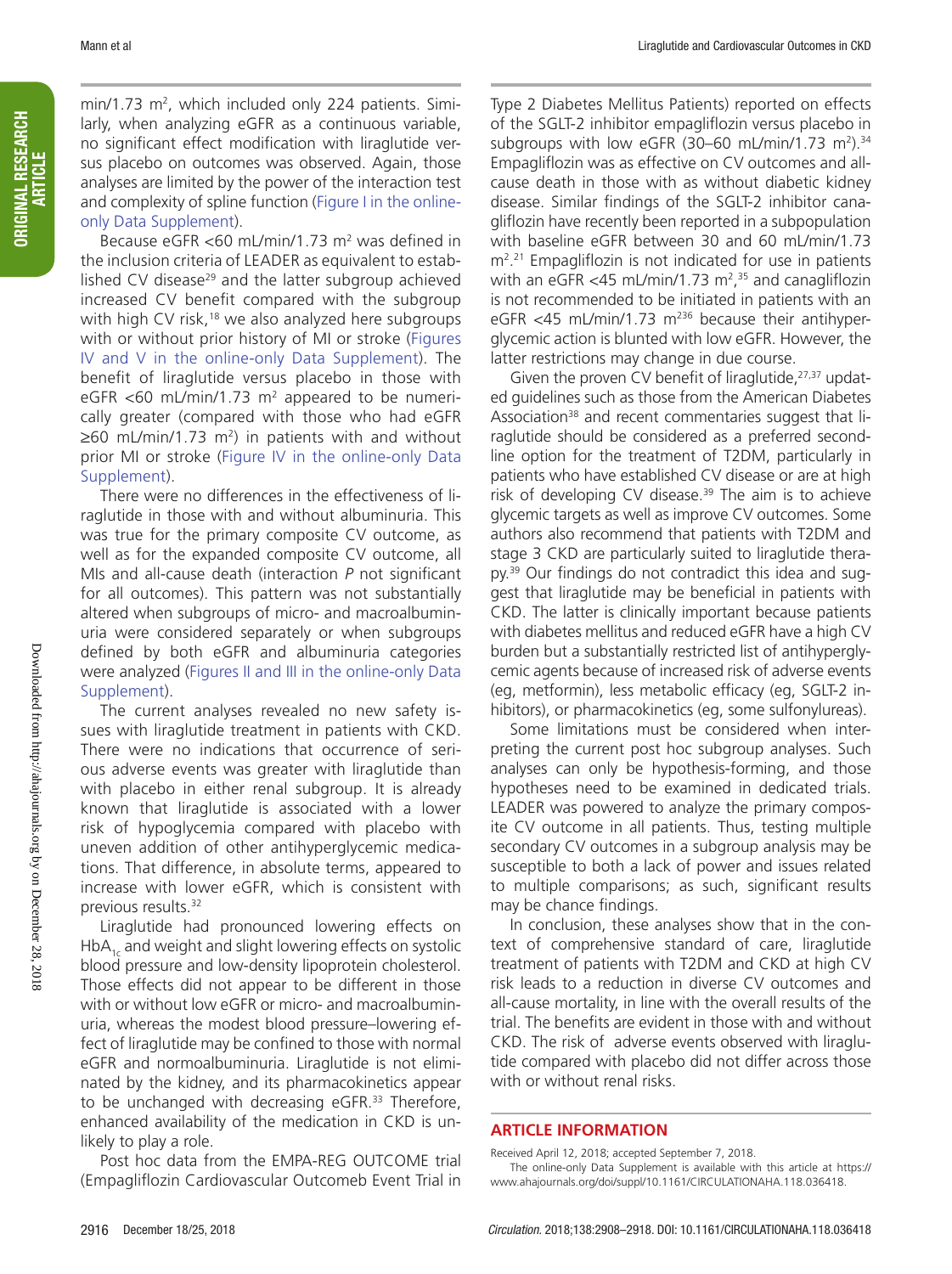min/1.73 m$^2$, which included only 224 patients. Similarly, when analyzing eGFR as a continuous variable, no significant effect modification with liraglutide versus placebo on outcomes was observed. Again, those analyses are limited by the power of the interaction test and complexity of spline function (Figure I in the online-only Data Supplement).

Because eGFR <60 mL/min/1.73 m$^2$ was defined in the inclusion criteria of LEADER as equivalent to established CV disease[29] and the latter subgroup achieved increased CV benefit compared with the subgroup with high CV risk,[18] we also analyzed here subgroups with or without prior history of MI or stroke (Figures IV and V in the online-only Data Supplement). The benefit of liraglutide versus placebo in those with eGFR <60 mL/min/1.73 m$^2$ appeared to be numerically greater (compared with those who had eGFR ≥60 mL/min/1.73 m$^2$) in patients with and without prior MI or stroke (Figure IV in the online-only Data Supplement).

There were no differences in the effectiveness of liraglutide in those with and without albuminuria. This was true for the primary composite CV outcome, as well as for the expanded composite CV outcome, all MIs and all-cause death (interaction *P* not significant for all outcomes). This pattern was not substantially altered when subgroups of micro- and macroalbuminuria were considered separately or when subgroups defined by both eGFR and albuminuria categories were analyzed (Figures II and III in the online-only Data Supplement).

The current analyses revealed no new safety issues with liraglutide treatment in patients with CKD. There were no indications that occurrence of serious adverse events was greater with liraglutide than with placebo in either renal subgroup. It is already known that liraglutide is associated with a lower risk of hypoglycemia compared with placebo with uneven addition of other antihyperglycemic medications. That difference, in absolute terms, appeared to increase with lower eGFR, which is consistent with previous results.[32]

Liraglutide had pronounced lowering effects on $HbA_{1c}$ and weight and slight lowering effects on systolic blood pressure and low-density lipoprotein cholesterol. Those effects did not appear to be different in those with or without low eGFR or micro- and macroalbuminuria, whereas the modest blood pressure–lowering effect of liraglutide may be confined to those with normal eGFR and normoalbuminuria. Liraglutide is not eliminated by the kidney, and its pharmacokinetics appear to be unchanged with decreasing eGFR.[33] Therefore, enhanced availability of the medication in CKD is unlikely to play a role.

Post hoc data from the EMPA-REG OUTCOME trial (Empagliflozin Cardiovascular Outcomeb Event Trial in Type 2 Diabetes Mellitus Patients) reported on effects of the SGLT-2 inhibitor empagliflozin versus placebo in subgroups with low eGFR (30–60 mL/min/1.73 m$^2$).[34] Empagliflozin was as effective on CV outcomes and all-cause death in those with as without diabetic kidney disease. Similar findings of the SGLT-2 inhibitor canagliflozin have recently been reported in a subpopulation with baseline eGFR between 30 and 60 mL/min/1.73 m$^2$.[21] Empagliflozin is not indicated for use in patients with an eGFR <45 mL/min/1.73 m$^2$,[35] and canagliflozin is not recommended to be initiated in patients with an eGFR <45 mL/min/1.73 m$^2$[36] because their antihyperglycemic action is blunted with low eGFR. However, the latter restrictions may change in due course.

Given the proven CV benefit of liraglutide,[27,37] updated guidelines such as those from the American Diabetes Association[38] and recent commentaries suggest that liraglutide should be considered as a preferred second-line option for the treatment of T2DM, particularly in patients who have established CV disease or are at high risk of developing CV disease.[39] The aim is to achieve glycemic targets as well as improve CV outcomes. Some authors also recommend that patients with T2DM and stage 3 CKD are particularly suited to liraglutide therapy.[39] Our findings do not contradict this idea and suggest that liraglutide may be beneficial in patients with CKD. The latter is clinically important because patients with diabetes mellitus and reduced eGFR have a high CV burden but a substantially restricted list of antihyperglycemic agents because of increased risk of adverse events (eg, metformin), less metabolic efficacy (eg, SGLT-2 inhibitors), or pharmacokinetics (eg, some sulfonylureas).

Some limitations must be considered when interpreting the current post hoc subgroup analyses. Such analyses can only be hypothesis-forming, and those hypotheses need to be examined in dedicated trials. LEADER was powered to analyze the primary composite CV outcome in all patients. Thus, testing multiple secondary CV outcomes in a subgroup analysis may be susceptible to both a lack of power and issues related to multiple comparisons; as such, significant results may be chance findings.

In conclusion, these analyses show that in the context of comprehensive standard of care, liraglutide treatment of patients with T2DM and CKD at high CV risk leads to a reduction in diverse CV outcomes and all-cause mortality, in line with the overall results of the trial. The benefits are evident in those with and without CKD. The risk of adverse events observed with liraglutide compared with placebo did not differ across those with or without renal risks.

## ARTICLE INFORMATION

Received April 12, 2018; accepted September 7, 2018.

The online-only Data Supplement is available with this article at https://www.ahajournals.org/doi/suppl/10.1161/CIRCULATIONAHA.118.036418.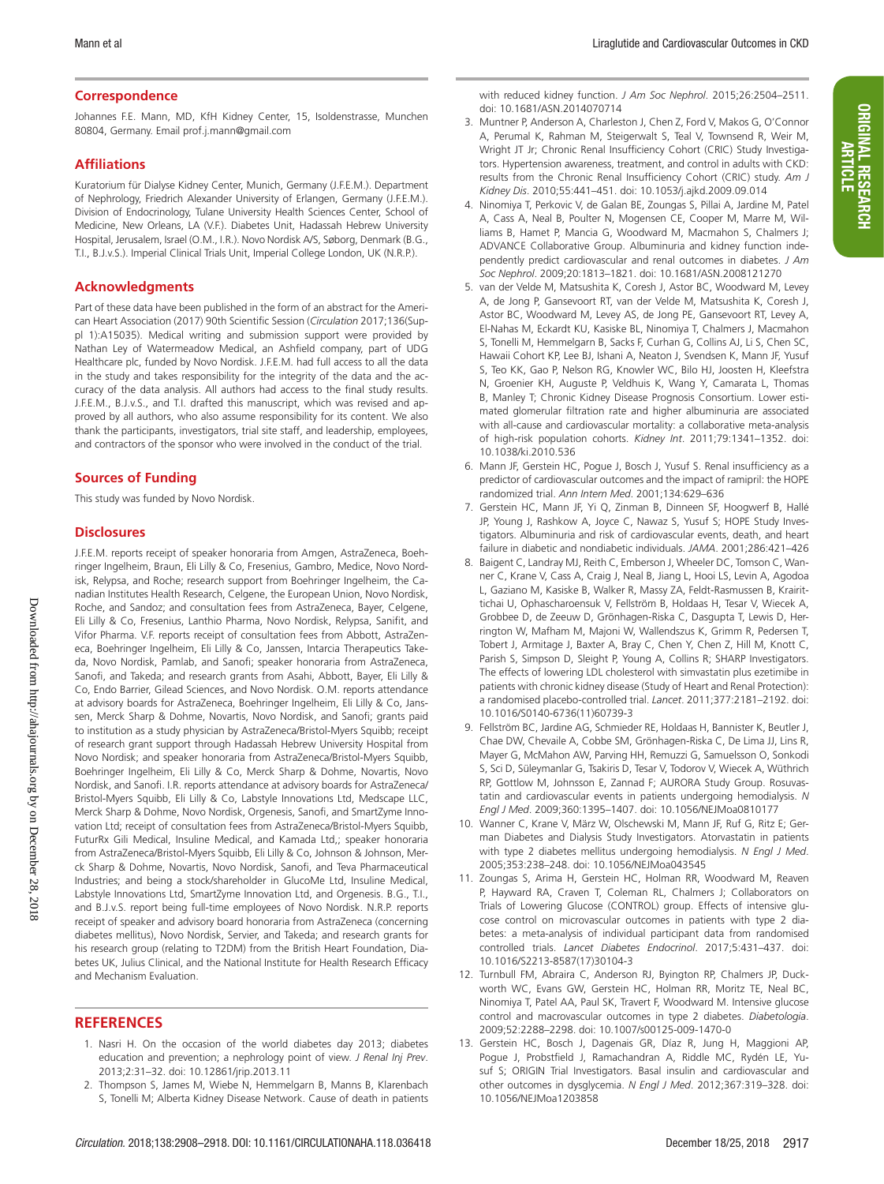## Correspondence

Johannes F.E. Mann, MD, KfH Kidney Center, 15, Isoldenstrasse, Munchen 80804, Germany. Email prof.j.mann@gmail.com

## Affiliations

Kuratorium für Dialyse Kidney Center, Munich, Germany (J.F.E.M.). Department of Nephrology, Friedrich Alexander University of Erlangen, Germany (J.F.E.M.). Division of Endocrinology, Tulane University Health Sciences Center, School of Medicine, New Orleans, LA (V.F.). Diabetes Unit, Hadassah Hebrew University Hospital, Jerusalem, Israel (O.M., I.R.). Novo Nordisk A/S, Søborg, Denmark (B.G., T.I., B.J.v.S.). Imperial Clinical Trials Unit, Imperial College London, UK (N.R.P.).

## Acknowledgments

Part of these data have been published in the form of an abstract for the American Heart Association (2017) 90th Scientific Session (*Circulation* 2017;136(Suppl 1):A15035). Medical writing and submission support were provided by Nathan Ley of Watermeadow Medical, an Ashfield company, part of UDG Healthcare plc, funded by Novo Nordisk. J.F.E.M. had full access to all the data in the study and takes responsibility for the integrity of the data and the accuracy of the data analysis. All authors had access to the final study results. J.F.E.M., B.J.v.S., and T.I. drafted this manuscript, which was revised and approved by all authors, who also assume responsibility for its content. We also thank the participants, investigators, trial site staff, and leadership, employees, and contractors of the sponsor who were involved in the conduct of the trial.

## Sources of Funding

This study was funded by Novo Nordisk.

## Disclosures

J.F.E.M. reports receipt of speaker honoraria from Amgen, AstraZeneca, Boehringer Ingelheim, Braun, Eli Lilly & Co, Fresenius, Gambro, Medice, Novo Nordisk, Relypsa, and Roche; research support from Boehringer Ingelheim, the Canadian Institutes Health Research, Celgene, the European Union, Novo Nordisk, Roche, and Sandoz; and consultation fees from AstraZeneca, Bayer, Celgene, Eli Lilly & Co, Fresenius, Lanthio Pharma, Novo Nordisk, Relypsa, Sanifit, and Vifor Pharma. V.F. reports receipt of consultation fees from Abbott, AstraZeneca, Boehringer Ingelheim, Eli Lilly & Co, Janssen, Intarcia Therapeutics Takeda, Novo Nordisk, Pamlab, and Sanofi; speaker honoraria from AstraZeneca, Sanofi, and Takeda; and research grants from Asahi, Abbott, Bayer, Eli Lilly & Co, Endo Barrier, Gilead Sciences, and Novo Nordisk. O.M. reports attendance at advisory boards for AstraZeneca, Boehringer Ingelheim, Eli Lilly & Co, Janssen, Merck Sharp & Dohme, Novartis, Novo Nordisk, and Sanofi; grants paid to institution as a study physician by AstraZeneca/Bristol-Myers Squibb; receipt of research grant support through Hadassah Hebrew University Hospital from Novo Nordisk; and speaker honoraria from AstraZeneca/Bristol-Myers Squibb, Boehringer Ingelheim, Eli Lilly & Co, Merck Sharp & Dohme, Novartis, Novo Nordisk, and Sanofi. I.R. reports attendance at advisory boards for AstraZeneca/Bristol-Myers Squibb, Eli Lilly & Co, Labstyle Innovations Ltd, Medscape LLC, Merck Sharp & Dohme, Novo Nordisk, Orgenesis, Sanofi, and SmartZyme Innovation Ltd; receipt of consultation fees from AstraZeneca/Bristol-Myers Squibb, FuturRx Gili Medical, Insuline Medical, and Kamada Ltd,; speaker honoraria from AstraZeneca/Bristol-Myers Squibb, Eli Lilly & Co, Johnson & Johnson, Merck Sharp & Dohme, Novartis, Novo Nordisk, Sanofi, and Teva Pharmaceutical Industries; and being a stock/shareholder in GlucoMe Ltd, Insuline Medical, Labstyle Innovations Ltd, SmartZyme Innovation Ltd, and Orgenesis. B.G., T.I., and B.J.v.S. report being full-time employees of Novo Nordisk. N.R.P. reports receipt of speaker and advisory board honoraria from AstraZeneca (concerning diabetes mellitus), Novo Nordisk, Servier, and Takeda; and research grants for his research group (relating to T2DM) from the British Heart Foundation, Diabetes UK, Julius Clinical, and the National Institute for Health Research Efficacy and Mechanism Evaluation.

## REFERENCES

1. Nasri H. On the occasion of the world diabetes day 2013; diabetes education and prevention; a nephrology point of view. *J Renal Inj Prev*. 2013;2:31–32. doi: 10.12861/jrip.2013.11
2. Thompson S, James M, Wiebe N, Hemmelgarn B, Manns B, Klarenbach S, Tonelli M; Alberta Kidney Disease Network. Cause of death in patients with reduced kidney function. *J Am Soc Nephrol*. 2015;26:2504–2511. doi: 10.1681/ASN.2014070714
3. Muntner P, Anderson A, Charleston J, Chen Z, Ford V, Makos G, O'Connor A, Perumal K, Rahman M, Steigerwalt S, Teal V, Townsend R, Weir M, Wright JT Jr; Chronic Renal Insufficiency Cohort (CRIC) Study Investigators. Hypertension awareness, treatment, and control in adults with CKD: results from the Chronic Renal Insufficiency Cohort (CRIC) study. *Am J Kidney Dis*. 2010;55:441–451. doi: 10.1053/j.ajkd.2009.09.014
4. Ninomiya T, Perkovic V, de Galan BE, Zoungas S, Pillai A, Jardine M, Patel A, Cass A, Neal B, Poulter N, Mogensen CE, Cooper M, Marre M, Williams B, Hamet P, Mancia G, Woodward M, Macmahon S, Chalmers J; ADVANCE Collaborative Group. Albuminuria and kidney function independently predict cardiovascular and renal outcomes in diabetes. *J Am Soc Nephrol*. 2009;20:1813–1821. doi: 10.1681/ASN.2008121270
5. van der Velde M, Matsushita K, Coresh J, Astor BC, Woodward M, Levey A, de Jong P, Gansevoort RT, van der Velde M, Matsushita K, Coresh J, Astor BC, Woodward M, Levey AS, de Jong PE, Gansevoort RT, Levey A, El-Nahas M, Eckardt KU, Kasiske BL, Ninomiya T, Chalmers J, Macmahon S, Tonelli M, Hemmelgarn B, Sacks F, Curhan G, Collins AJ, Li S, Chen SC, Hawaii Cohort KP, Lee BJ, Ishani A, Neaton J, Svendsen K, Mann JF, Yusuf S, Teo KK, Gao P, Nelson RG, Knowler WC, Bilo HJ, Joosten H, Kleefstra N, Groenier KH, Auguste P, Veldhuis K, Wang Y, Camarata L, Thomas B, Manley T; Chronic Kidney Disease Prognosis Consortium. Lower estimated glomerular filtration rate and higher albuminuria are associated with all-cause and cardiovascular mortality: a collaborative meta-analysis of high-risk population cohorts. *Kidney Int*. 2011;79:1341–1352. doi: 10.1038/ki.2010.536
6. Mann JF, Gerstein HC, Pogue J, Bosch J, Yusuf S. Renal insufficiency as a predictor of cardiovascular outcomes and the impact of ramipril: the HOPE randomized trial. *Ann Intern Med*. 2001;134:629–636
7. Gerstein HC, Mann JF, Yi Q, Zinman B, Dinneen SF, Hoogwerf B, Hallé JP, Young J, Rashkow A, Joyce C, Nawaz S, Yusuf S; HOPE Study Investigators. Albuminuria and risk of cardiovascular events, death, and heart failure in diabetic and nondiabetic individuals. *JAMA*. 2001;286:421–426
8. Baigent C, Landray MJ, Reith C, Emberson J, Wheeler DC, Tomson C, Wanner C, Krane V, Cass A, Craig J, Neal B, Jiang L, Hooi LS, Levin A, Agodoa L, Gaziano M, Kasiske B, Walker R, Massy ZA, Feldt-Rasmussen B, Krairittichai U, Ophascharoensuk V, Fellström B, Holdaas H, Tesar V, Wiecek A, Grobbee D, de Zeeuw D, Grönhagen-Riska C, Dasgupta T, Lewis D, Herrington W, Mafham M, Majoni W, Wallendszus K, Grimm R, Pedersen T, Tobert J, Armitage J, Baxter A, Bray C, Chen Y, Chen Z, Hill M, Knott C, Parish S, Simpson D, Sleight P, Young A, Collins R; SHARP Investigators. The effects of lowering LDL cholesterol with simvastatin plus ezetimibe in patients with chronic kidney disease (Study of Heart and Renal Protection): a randomised placebo-controlled trial. *Lancet*. 2011;377:2181–2192. doi: 10.1016/S0140-6736(11)60739-3
9. Fellström BC, Jardine AG, Schmieder RE, Holdaas H, Bannister K, Beutler J, Chae DW, Chevaile A, Cobbe SM, Grönhagen-Riska C, De Lima JJ, Lins R, Mayer G, McMahon AW, Parving HH, Remuzzi G, Samuelsson O, Sonkodi S, Sci D, Süleymanlar G, Tsakiris D, Tesar V, Todorov V, Wiecek A, Wüthrich RP, Gottlow M, Johnsson E, Zannad F; AURORA Study Group. Rosuvastatin and cardiovascular events in patients undergoing hemodialysis. *N Engl J Med*. 2009;360:1395–1407. doi: 10.1056/NEJMoa0810177
10. Wanner C, Krane V, März W, Olschewski M, Mann JF, Ruf G, Ritz E; German Diabetes and Dialysis Study Investigators. Atorvastatin in patients with type 2 diabetes mellitus undergoing hemodialysis. *N Engl J Med*. 2005;353:238–248. doi: 10.1056/NEJMoa043545
11. Zoungas S, Arima H, Gerstein HC, Holman RR, Woodward M, Reaven P, Hayward RA, Craven T, Coleman RL, Chalmers J; Collaborators on Trials of Lowering Glucose (CONTROL) group. Effects of intensive glucose control on microvascular outcomes in patients with type 2 diabetes: a meta-analysis of individual participant data from randomised controlled trials. *Lancet Diabetes Endocrinol*. 2017;5:431–437. doi: 10.1016/S2213-8587(17)30104-3
12. Turnbull FM, Abraira C, Anderson RJ, Byington RP, Chalmers JP, Duckworth WC, Evans GW, Gerstein HC, Holman RR, Moritz TE, Neal BC, Ninomiya T, Patel AA, Paul SK, Travert F, Woodward M. Intensive glucose control and macrovascular outcomes in type 2 diabetes. *Diabetologia*. 2009;52:2288–2298. doi: 10.1007/s00125-009-1470-0
13. Gerstein HC, Bosch J, Dagenais GR, Díaz R, Jung H, Maggioni AP, Pogue J, Probstfield J, Ramachandran A, Riddle MC, Rydén LE, Yusuf S; ORIGIN Trial Investigators. Basal insulin and cardiovascular and other outcomes in dysglycemia. *N Engl J Med*. 2012;367:319–328. doi: 10.1056/NEJMoa1203858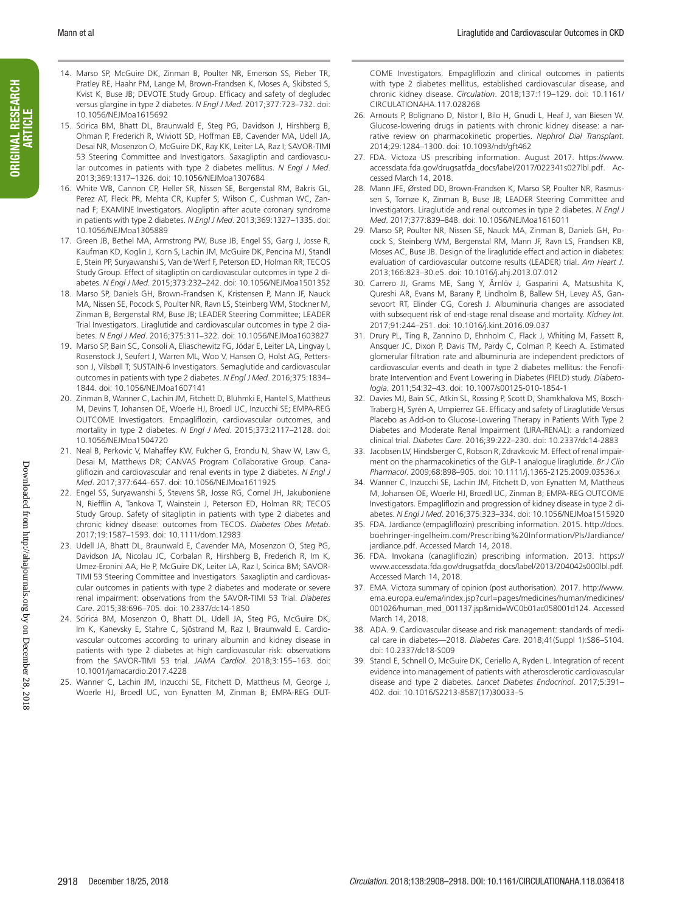14. Marso SP, McGuire DK, Zinman B, Poulter NR, Emerson SS, Pieber TR, Pratley RE, Haahr PM, Lange M, Brown-Frandsen K, Moses A, Skibsted S, Kvist K, Buse JB; DEVOTE Study Group. Efficacy and safety of degludec versus glargine in type 2 diabetes. *N Engl J Med*. 2017;377:723–732. doi: 10.1056/NEJMoa1615692
15. Scirica BM, Bhatt DL, Braunwald E, Steg PG, Davidson J, Hirshberg B, Ohman P, Frederich R, Wiviott SD, Hoffman EB, Cavender MA, Udell JA, Desai NR, Mosenzon O, McGuire DK, Ray KK, Leiter LA, Raz I; SAVOR-TIMI 53 Steering Committee and Investigators. Saxagliptin and cardiovascular outcomes in patients with type 2 diabetes mellitus. *N Engl J Med*. 2013;369:1317–1326. doi: 10.1056/NEJMoa1307684
16. White WB, Cannon CP, Heller SR, Nissen SE, Bergenstal RM, Bakris GL, Perez AT, Fleck PR, Mehta CR, Kupfer S, Wilson C, Cushman WC, Zannad F; EXAMINE Investigators. Alogliptin after acute coronary syndrome in patients with type 2 diabetes. *N Engl J Med*. 2013;369:1327–1335. doi: 10.1056/NEJMoa1305889
17. Green JB, Bethel MA, Armstrong PW, Buse JB, Engel SS, Garg J, Josse R, Kaufman KD, Koglin J, Korn S, Lachin JM, McGuire DK, Pencina MJ, Standl E, Stein PP, Suryawanshi S, Van de Werf F, Peterson ED, Holman RR; TECOS Study Group. Effect of sitagliptin on cardiovascular outcomes in type 2 diabetes. *N Engl J Med*. 2015;373:232–242. doi: 10.1056/NEJMoa1501352
18. Marso SP, Daniels GH, Brown-Frandsen K, Kristensen P, Mann JF, Nauck MA, Nissen SE, Pocock S, Poulter NR, Ravn LS, Steinberg WM, Stockner M, Zinman B, Bergenstal RM, Buse JB; LEADER Steering Committee; LEADER Trial Investigators. Liraglutide and cardiovascular outcomes in type 2 diabetes. *N Engl J Med*. 2016;375:311–322. doi: 10.1056/NEJMoa1603827
19. Marso SP, Bain SC, Consoli A, Eliaschewitz FG, Jódar E, Leiter LA, Lingvay I, Rosenstock J, Seufert J, Warren ML, Woo V, Hansen O, Holst AG, Pettersson J, Vilsbøll T; SUSTAIN-6 Investigators. Semaglutide and cardiovascular outcomes in patients with type 2 diabetes. *N Engl J Med*. 2016;375:1834–1844. doi: 10.1056/NEJMoa1607141
20. Zinman B, Wanner C, Lachin JM, Fitchett D, Bluhmki E, Hantel S, Mattheus M, Devins T, Johansen OE, Woerle HJ, Broedl UC, Inzucchi SE; EMPA-REG OUTCOME Investigators. Empagliflozin, cardiovascular outcomes, and mortality in type 2 diabetes. *N Engl J Med*. 2015;373:2117–2128. doi: 10.1056/NEJMoa1504720
21. Neal B, Perkovic V, Mahaffey KW, Fulcher G, Erondu N, Shaw W, Law G, Desai M, Matthews DR; CANVAS Program Collaborative Group. Canagliflozin and cardiovascular and renal events in type 2 diabetes. *N Engl J Med*. 2017;377:644–657. doi: 10.1056/NEJMoa1611925
22. Engel SS, Suryawanshi S, Stevens SR, Josse RG, Cornel JH, Jakuboniene N, Riefflin A, Tankova T, Wainstein J, Peterson ED, Holman RR; TECOS Study Group. Safety of sitagliptin in patients with type 2 diabetes and chronic kidney disease: outcomes from TECOS. *Diabetes Obes Metab*. 2017;19:1587–1593. doi: 10.1111/dom.12983
23. Udell JA, Bhatt DL, Braunwald E, Cavender MA, Mosenzon O, Steg PG, Davidson JA, Nicolau JC, Corbalan R, Hirshberg B, Frederich R, Im K, Umez-Eronini AA, He P, McGuire DK, Leiter LA, Raz I, Scirica BM; SAVOR-TIMI 53 Steering Committee and Investigators. Saxagliptin and cardiovascular outcomes in patients with type 2 diabetes and moderate or severe renal impairment: observations from the SAVOR-TIMI 53 Trial. *Diabetes Care*. 2015;38:696–705. doi: 10.2337/dc14-1850
24. Scirica BM, Mosenzon O, Bhatt DL, Udell JA, Steg PG, McGuire DK, Im K, Kanevsky E, Stahre C, Sjöstrand M, Raz I, Braunwald E. Cardiovascular outcomes according to urinary albumin and kidney disease in patients with type 2 diabetes at high cardiovascular risk: observations from the SAVOR-TIMI 53 trial. *JAMA Cardiol*. 2018;3:155–163. doi: 10.1001/jamacardio.2017.4228
25. Wanner C, Lachin JM, Inzucchi SE, Fitchett D, Mattheus M, George J, Woerle HJ, Broedl UC, von Eynatten M, Zinman B; EMPA-REG OUTCOME Investigators. Empagliflozin and clinical outcomes in patients with type 2 diabetes mellitus, established cardiovascular disease, and chronic kidney disease. *Circulation*. 2018;137:119–129. doi: 10.1161/CIRCULATIONAHA.117.028268
26. Arnouts P, Bolignano D, Nistor I, Bilo H, Gnudi L, Heaf J, van Biesen W. Glucose-lowering drugs in patients with chronic kidney disease: a narrative review on pharmacokinetic properties. *Nephrol Dial Transplant*. 2014;29:1284–1300. doi: 10.1093/ndt/gft462
27. FDA. Victoza US prescribing information. August 2017. https://www.accessdata.fda.gov/drugsatfda_docs/label/2017/022341s027lbl.pdf. Accessed March 14, 2018.
28. Mann JFE, Ørsted DD, Brown-Frandsen K, Marso SP, Poulter NR, Rasmussen S, Tornøe K, Zinman B, Buse JB; LEADER Steering Committee and Investigators. Liraglutide and renal outcomes in type 2 diabetes. *N Engl J Med*. 2017;377:839–848. doi: 10.1056/NEJMoa1616011
29. Marso SP, Poulter NR, Nissen SE, Nauck MA, Zinman B, Daniels GH, Pocock S, Steinberg WM, Bergenstal RM, Mann JF, Ravn LS, Frandsen KB, Moses AC, Buse JB. Design of the liraglutide effect and action in diabetes: evaluation of cardiovascular outcome results (LEADER) trial. *Am Heart J*. 2013;166:823–30.e5. doi: 10.1016/j.ahj.2013.07.012
30. Carrero JJ, Grams ME, Sang Y, Ärnlöv J, Gasparini A, Matsushita K, Qureshi AR, Evans M, Barany P, Lindholm B, Ballew SH, Levey AS, Gansevoort RT, Elinder CG, Coresh J. Albuminuria changes are associated with subsequent risk of end-stage renal disease and mortality. *Kidney Int*. 2017;91:244–251. doi: 10.1016/j.kint.2016.09.037
31. Drury PL, Ting R, Zannino D, Ehnholm C, Flack J, Whiting M, Fassett R, Ansquer JC, Dixon P, Davis TM, Pardy C, Colman P, Keech A. Estimated glomerular filtration rate and albuminuria are independent predictors of cardiovascular events and death in type 2 diabetes mellitus: the Fenofibrate Intervention and Event Lowering in Diabetes (FIELD) study. *Diabetologia*. 2011;54:32–43. doi: 10.1007/s00125-010-1854-1
32. Davies MJ, Bain SC, Atkin SL, Rossing P, Scott D, Shamkhalova MS, Bosch-Traberg H, Syrén A, Umpierrez GE. Efficacy and safety of Liraglutide Versus Placebo as Add-on to Glucose-Lowering Therapy in Patients With Type 2 Diabetes and Moderate Renal Impairment (LIRA-RENAL): a randomized clinical trial. *Diabetes Care*. 2016;39:222–230. doi: 10.2337/dc14-2883
33. Jacobsen LV, Hindsberger C, Robson R, Zdravkovic M. Effect of renal impairment on the pharmacokinetics of the GLP-1 analogue liraglutide. *Br J Clin Pharmacol*. 2009;68:898–905. doi: 10.1111/j.1365-2125.2009.03536.x
34. Wanner C, Inzucchi SE, Lachin JM, Fitchett D, von Eynatten M, Mattheus M, Johansen OE, Woerle HJ, Broedl UC, Zinman B; EMPA-REG OUTCOME Investigators. Empagliflozin and progression of kidney disease in type 2 diabetes. *N Engl J Med*. 2016;375:323–334. doi: 10.1056/NEJMoa1515920
35. FDA. Jardiance (empagliflozin) prescribing information. 2015. http://docs.boehringer-ingelheim.com/Prescribing%20Information/PIs/Jardiance/jardiance.pdf. Accessed March 14, 2018.
36. FDA. Invokana (canagliflozin) prescribing information. 2013. https://www.accessdata.fda.gov/drugsatfda_docs/label/2013/204042s000lbl.pdf. Accessed March 14, 2018.
37. EMA. Victoza summary of opinion (post authorisation). 2017. http://www.ema.europa.eu/ema/index.jsp?curl=pages/medicines/human/medicines/001026/human_med_001137.jsp&mid=WC0b01ac058001d124. Accessed March 14, 2018.
38. ADA. 9. Cardiovascular disease and risk management: standards of medical care in diabetes—2018. *Diabetes Care*. 2018;41(Suppl 1):S86–S104. doi: 10.2337/dc18-S009
39. Standl E, Schnell O, McGuire DK, Ceriello A, Ryden L. Integration of recent evidence into management of patients with atherosclerotic cardiovascular disease and type 2 diabetes. *Lancet Diabetes Endocrinol*. 2017;5:391–402. doi: 10.1016/S2213-8587(17)30033-5